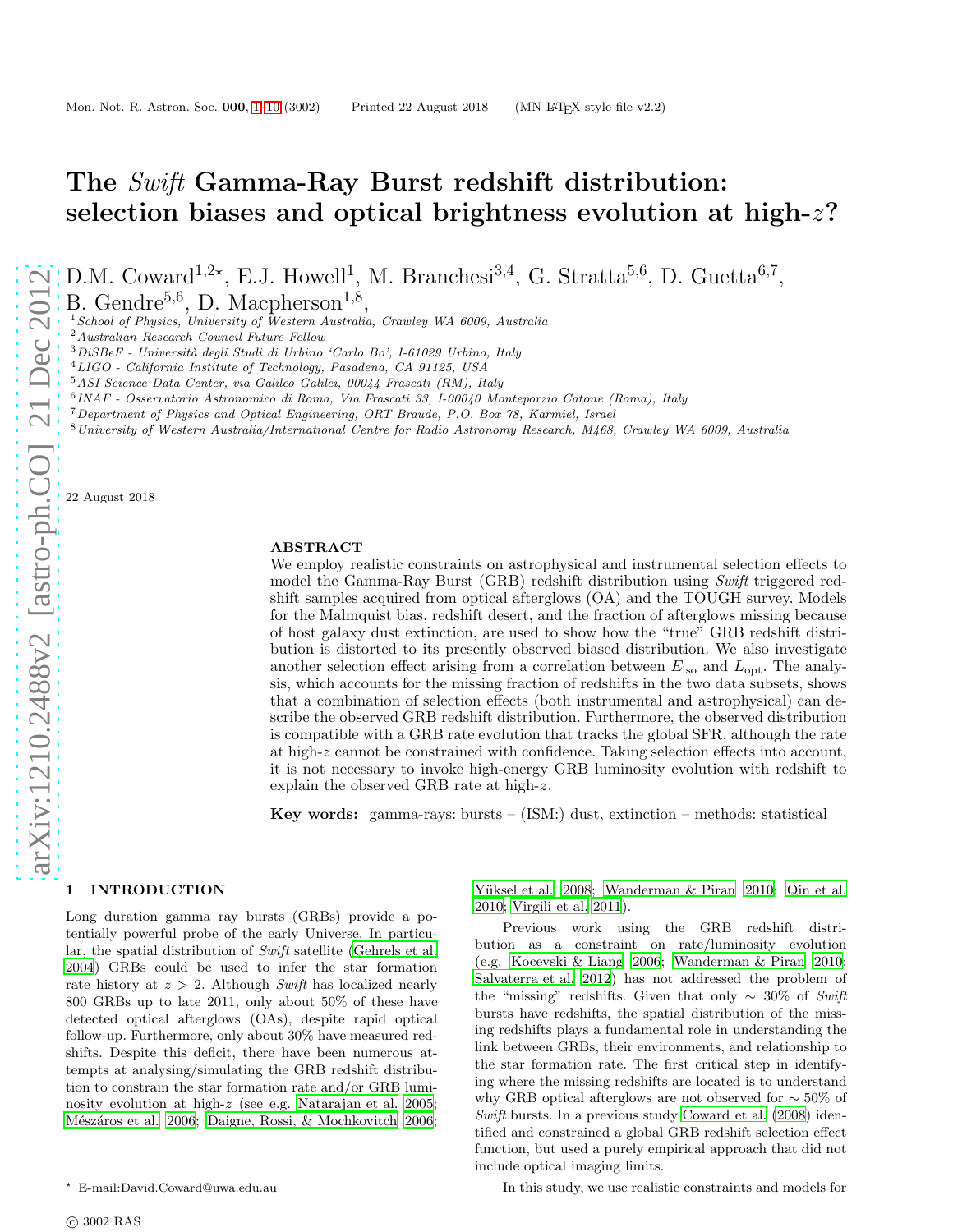# The *Swift* Gamma-Ray Burst redshift distribution: selection biases and optical brightness evolution at high-$z$?

D.M. Coward[1,2⋆], E.J. Howell[1], M. Branchesi[3,4], G. Stratta[5,6], D. Guetta[6,7], B. Gendre[5,6], D. Macpherson[1,8],

[1] *School of Physics, University of Western Australia, Crawley WA 6009, Australia*
[2] *Australian Research Council Future Fellow*
[3] *DiSBeF - Università degli Studi di Urbino 'Carlo Bo', I-61029 Urbino, Italy*
[4] *LIGO - California Institute of Technology, Pasadena, CA 91125, USA*
[5] *ASI Science Data Center, via Galileo Galilei, 00044 Frascati (RM), Italy*
[6] *INAF - Osservatorio Astronomico di Roma, Via Frascati 33, I-00040 Monteporzio Catone (Roma), Italy*
[7] *Department of Physics and Optical Engineering, ORT Braude, P.O. Box 78, Karmiel, Israel*
[8] *University of Western Australia/International Centre for Radio Astronomy Research, M468, Crawley WA 6009, Australia*

22 August 2018

## ABSTRACT

We employ realistic constraints on astrophysical and instrumental selection effects to model the Gamma-Ray Burst (GRB) redshift distribution using *Swift* triggered redshift samples acquired from optical afterglows (OA) and the TOUGH survey. Models for the Malmquist bias, redshift desert, and the fraction of afterglows missing because of host galaxy dust extinction, are used to show how the "true" GRB redshift distribution is distorted to its presently observed biased distribution. We also investigate another selection effect arising from a correlation between $E_{\rm iso}$ and $L_{\rm opt}$. The analysis, which accounts for the missing fraction of redshifts in the two data subsets, shows that a combination of selection effects (both instrumental and astrophysical) can describe the observed GRB redshift distribution. Furthermore, the observed distribution is compatible with a GRB rate evolution that tracks the global SFR, although the rate at high-$z$ cannot be constrained with confidence. Taking selection effects into account, it is not necessary to invoke high-energy GRB luminosity evolution with redshift to explain the observed GRB rate at high-$z$.

**Key words:** gamma-rays: bursts – (ISM:) dust, extinction – methods: statistical

## 1 INTRODUCTION

Long duration gamma ray bursts (GRBs) provide a potentially powerful probe of the early Universe. In particular, the spatial distribution of *Swift* satellite (Gehrels et al. 2004) GRBs could be used to infer the star formation rate history at $z > 2$. Although *Swift* has localized nearly 800 GRBs up to late 2011, only about 50% of these have detected optical afterglows (OAs), despite rapid optical follow-up. Furthermore, only about 30% have measured redshifts. Despite this deficit, there have been numerous attempts at analysing/simulating the GRB redshift distribution to constrain the star formation rate and/or GRB luminosity evolution at high-$z$ (see e.g. Natarajan et al. 2005; Mészáros et al. 2006; Daigne, Rossi, & Mochkovitch 2006; Yüksel et al. 2008; Wanderman & Piran 2010; Qin et al. 2010; Virgili et al. 2011).

Previous work using the GRB redshift distribution as a constraint on rate/luminosity evolution (e.g. Kocevski & Liang 2006; Wanderman & Piran 2010; Salvaterra et al. 2012) has not addressed the problem of the "missing" redshifts. Given that only $\sim$ 30% of *Swift* bursts have redshifts, the spatial distribution of the missing redshifts plays a fundamental role in understanding the link between GRBs, their environments, and relationship to the star formation rate. The first critical step in identifying where the missing redshifts are located is to understand why GRB optical afterglows are not observed for $\sim$ 50% of *Swift* bursts. In a previous study Coward et al. (2008) identified and constrained a global GRB redshift selection effect function, but used a purely empirical approach that did not include optical imaging limits.

In this study, we use realistic constraints and models for

⋆ E-mail:David.Coward@uwa.edu.au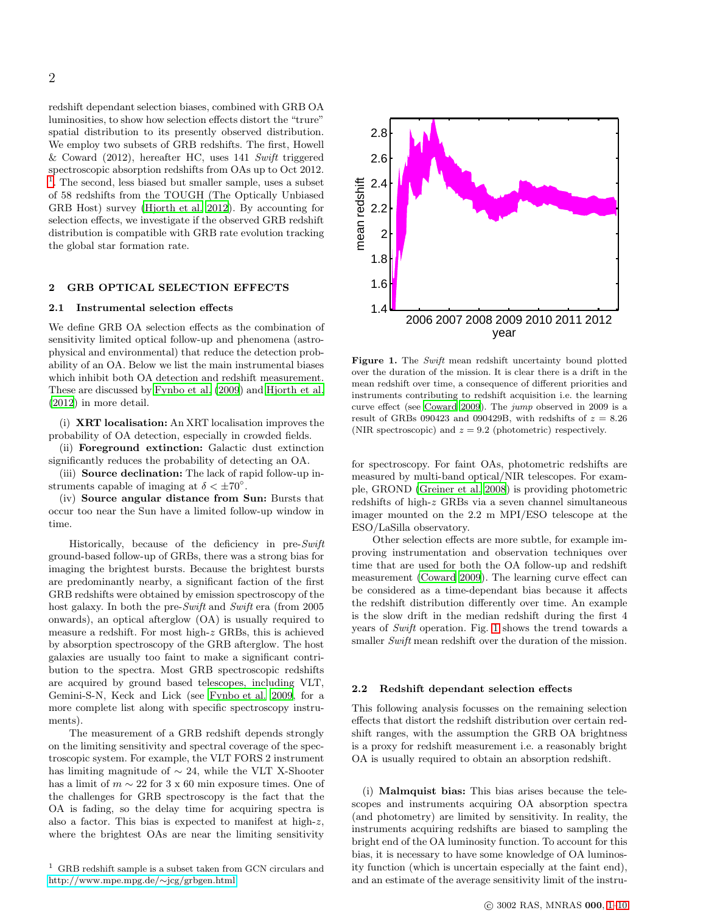redshift dependant selection biases, combined with GRB OA luminosities, to show how selection effects distort the "trure" spatial distribution to its presently observed distribution. We employ two subsets of GRB redshifts. The first, Howell & Coward (2012), hereafter HC, uses 141 *Swift* triggered spectroscopic absorption redshifts from OAs up to Oct 2012. [1]. The second, less biased but smaller sample, uses a subset of 58 redshifts from the TOUGH (The Optically Unbiased GRB Host) survey (Hjorth et al. 2012). By accounting for selection effects, we investigate if the observed GRB redshift distribution is compatible with GRB rate evolution tracking the global star formation rate.

## 2 GRB OPTICAL SELECTION EFFECTS

### 2.1 Instrumental selection effects

We define GRB OA selection effects as the combination of sensitivity limited optical follow-up and phenomena (astrophysical and environmental) that reduce the detection probability of an OA. Below we list the main instrumental biases which inhibit both OA detection and redshift measurement. These are discussed by Fynbo et al. (2009) and Hjorth et al. (2012) in more detail.

(i) **XRT localisation:** An XRT localisation improves the probability of OA detection, especially in crowded fields.
(ii) **Foreground extinction:** Galactic dust extinction significantly reduces the probability of detecting an OA.
(iii) **Source declination:** The lack of rapid follow-up instruments capable of imaging at $\delta < \pm 70^{\circ}$.
(iv) **Source angular distance from Sun:** Bursts that occur too near the Sun have a limited follow-up window in time.

Historically, because of the deficiency in pre-*Swift* ground-based follow-up of GRBs, there was a strong bias for imaging the brightest bursts. Because the brightest bursts are predominantly nearby, a significant faction of the first GRB redshifts were obtained by emission spectroscopy of the host galaxy. In both the pre-*Swift* and *Swift* era (from 2005 onwards), an optical afterglow (OA) is usually required to measure a redshift. For most high-$z$ GRBs, this is achieved by absorption spectroscopy of the GRB afterglow. The host galaxies are usually too faint to make a significant contribution to the spectra. Most GRB spectroscopic redshifts are acquired by ground based telescopes, including VLT, Gemini-S-N, Keck and Lick (see Fynbo et al. 2009, for a more complete list along with specific spectroscopy instruments).

The measurement of a GRB redshift depends strongly on the limiting sensitivity and spectral coverage of the spectroscopic system. For example, the VLT FORS 2 instrument has limiting magnitude of $\sim 24$, while the VLT X-Shooter has a limit of $m \sim 22$ for 3 x 60 min exposure times. One of the challenges for GRB spectroscopy is the fact that the OA is fading, so the delay time for acquiring spectra is also a factor. This bias is expected to manifest at high-$z$, where the brightest OAs are near the limiting sensitivity for spectroscopy. For faint OAs, photometric redshifts are measured by multi-band optical/NIR telescopes. For example, GROND (Greiner et al. 2008) is providing photometric redshifts of high-$z$ GRBs via a seven channel simultaneous imager mounted on the 2.2 m MPI/ESO telescope at the ESO/LaSilla observatory.

**Figure 1.** The *Swift* mean redshift uncertainty bound plotted over the duration of the mission. It is clear there is a drift in the mean redshift over time, a consequence of different priorities and instruments contributing to redshift acquisition i.e. the learning curve effect (see Coward 2009). The *jump* observed in 2009 is a result of GRBs 090423 and 090429B, with redshifts of $z = 8.26$ (NIR spectroscopic) and $z = 9.2$ (photometric) respectively.

Other selection effects are more subtle, for example improving instrumentation and observation techniques over time that are used for both the OA follow-up and redshift measurement (Coward 2009). The learning curve effect can be considered as a time-dependant bias because it affects the redshift distribution differently over time. An example is the slow drift in the median redshift during the first 4 years of *Swift* operation. Fig. 1 shows the trend towards a smaller *Swift* mean redshift over the duration of the mission.

### 2.2 Redshift dependant selection effects

This following analysis focusses on the remaining selection effects that distort the redshift distribution over certain redshift ranges, with the assumption the GRB OA brightness is a proxy for redshift measurement i.e. a reasonably bright OA is usually required to obtain an absorption redshift.

(i) **Malmquist bias:** This bias arises because the telescopes and instruments acquiring OA absorption spectra (and photometry) are limited by sensitivity. In reality, the instruments acquiring redshifts are biased to sampling the bright end of the OA luminosity function. To account for this bias, it is necessary to have some knowledge of OA luminosity function (which is uncertain especially at the faint end), and an estimate of the average sensitivity limit of the instru-

[1] GRB redshift sample is a subset taken from GCN circulars and http://www.mpe.mpg.de/∼jcg/grbgen.html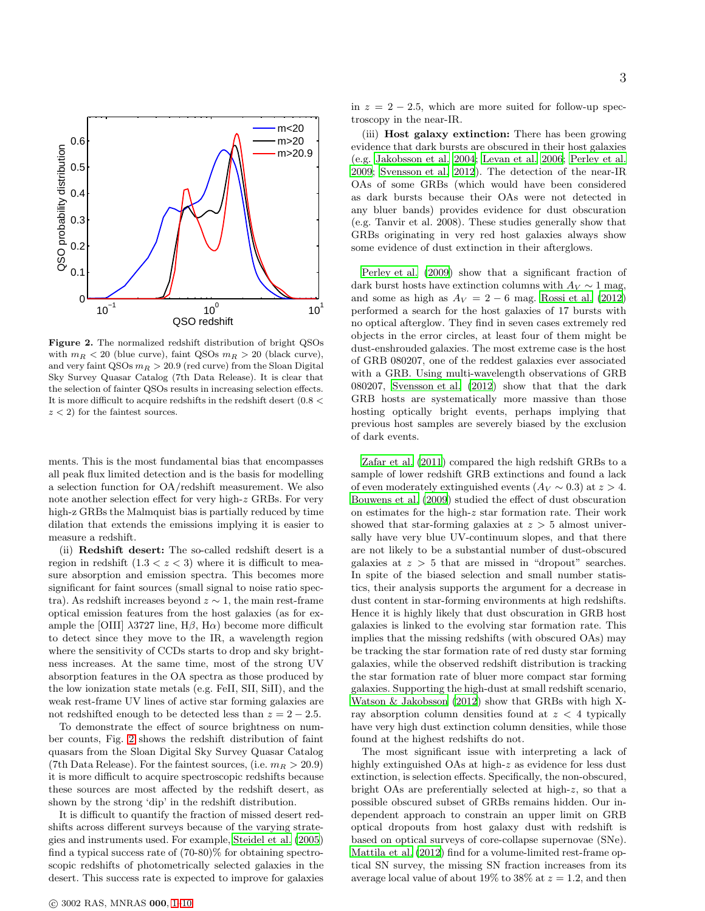**Figure 2.** The normalized redshift distribution of bright QSOs with $m_R < 20$ (blue curve), faint QSOs $m_R > 20$ (black curve), and very faint QSOs $m_R > 20.9$ (red curve) from the Sloan Digital Sky Survey Quasar Catalog (7th Data Release). It is clear that the selection of fainter QSOs results in increasing selection effects. It is more difficult to acquire redshifts in the redshift desert ($0.8 < z < 2$) for the faintest sources.

ments. This is the most fundamental bias that encompasses all peak flux limited detection and is the basis for modelling a selection function for OA/redshift measurement. We also note another selection effect for very high-$z$ GRBs. For very high-z GRBs the Malmquist bias is partially reduced by time dilation that extends the emissions implying it is easier to measure a redshift.

(ii) **Redshift desert:** The so-called redshift desert is a region in redshift ($1.3 < z < 3$) where it is difficult to measure absorption and emission spectra. This becomes more significant for faint sources (small signal to noise ratio spectra). As redshift increases beyond $z \sim 1$, the main rest-frame optical emission features from the host galaxies (as for example the [OIII] $\lambda3727$ line, H$\beta$, H$\alpha$) become more difficult to detect since they move to the IR, a wavelength region where the sensitivity of CCDs starts to drop and sky brightness increases. At the same time, most of the strong UV absorption features in the OA spectra as those produced by the low ionization state metals (e.g. FeII, SII, SiII), and the weak rest-frame UV lines of active star forming galaxies are not redshifted enough to be detected less than $z = 2 - 2.5$.

To demonstrate the effect of source brightness on number counts, Fig. 2 shows the redshift distribution of faint quasars from the Sloan Digital Sky Survey Quasar Catalog (7th Data Release). For the faintest sources, (i.e. $m_R > 20.9$) it is more difficult to acquire spectroscopic redshifts because these sources are most affected by the redshift desert, as shown by the strong 'dip' in the redshift distribution.

It is difficult to quantify the fraction of missed desert redshifts across different surveys because of the varying strategies and instruments used. For example, Steidel et al. (2005) find a typical success rate of (70-80)% for obtaining spectroscopic redshifts of photometrically selected galaxies in the desert. This success rate is expected to improve for galaxies in $z = 2 - 2.5$, which are more suited for follow-up spectroscopy in the near-IR.

(iii) **Host galaxy extinction:** There has been growing evidence that dark bursts are obscured in their host galaxies (e.g. Jakobsson et al. 2004; Levan et al. 2006; Perley et al. 2009; Svensson et al. 2012). The detection of the near-IR OAs of some GRBs (which would have been considered as dark bursts because their OAs were not detected in any bluer bands) provides evidence for dust obscuration (e.g. Tanvir et al. 2008). These studies generally show that GRBs originating in very red host galaxies always show some evidence of dust extinction in their afterglows.

Perley et al. (2009) show that a significant fraction of dark burst hosts have extinction columns with $A_V \sim 1$ mag, and some as high as $A_V = 2 - 6$ mag. Rossi et al. (2012) performed a search for the host galaxies of 17 bursts with no optical afterglow. They find in seven cases extremely red objects in the error circles, at least four of them might be dust-enshrouded galaxies. The most extreme case is the host of GRB 080207, one of the reddest galaxies ever associated with a GRB. Using multi-wavelength observations of GRB 080207, Svensson et al. (2012) show that that the dark GRB hosts are systematically more massive than those hosting optically bright events, perhaps implying that previous host samples are severely biased by the exclusion of dark events.

Zafar et al. (2011) compared the high redshift GRBs to a sample of lower redshift GRB extinctions and found a lack of even moderately extinguished events ($A_V \sim 0.3$) at $z > 4$. Bouwens et al. (2009) studied the effect of dust obscuration on estimates for the high-$z$ star formation rate. Their work showed that star-forming galaxies at $z > 5$ almost universally have very blue UV-continuum slopes, and that there are not likely to be a substantial number of dust-obscured galaxies at $z > 5$ that are missed in "dropout" searches. In spite of the biased selection and small number statistics, their analysis supports the argument for a decrease in dust content in star-forming environments at high redshifts. Hence it is highly likely that dust obscuration in GRB host galaxies is linked to the evolving star formation rate. This implies that the missing redshifts (with obscured OAs) may be tracking the star formation rate of red dusty star forming galaxies, while the observed redshift distribution is tracking the star formation rate of bluer more compact star forming galaxies. Supporting the high-dust at small redshift scenario, Watson & Jakobsson (2012) show that GRBs with high X-ray absorption column densities found at $z < 4$ typically have very high dust extinction column densities, while those found at the highest redshifts do not.

The most significant issue with interpreting a lack of highly extinguished OAs at high-$z$ as evidence for less dust extinction, is selection effects. Specifically, the non-obscured, bright OAs are preferentially selected at high-$z$, so that a possible obscured subset of GRBs remains hidden. Our independent approach to constrain an upper limit on GRB optical dropouts from host galaxy dust with redshift is based on optical surveys of core-collapse supernovae (SNe). Mattila et al. (2012) find for a volume-limited rest-frame optical SN survey, the missing SN fraction increases from its average local value of about 19% to 38% at $z = 1.2$, and then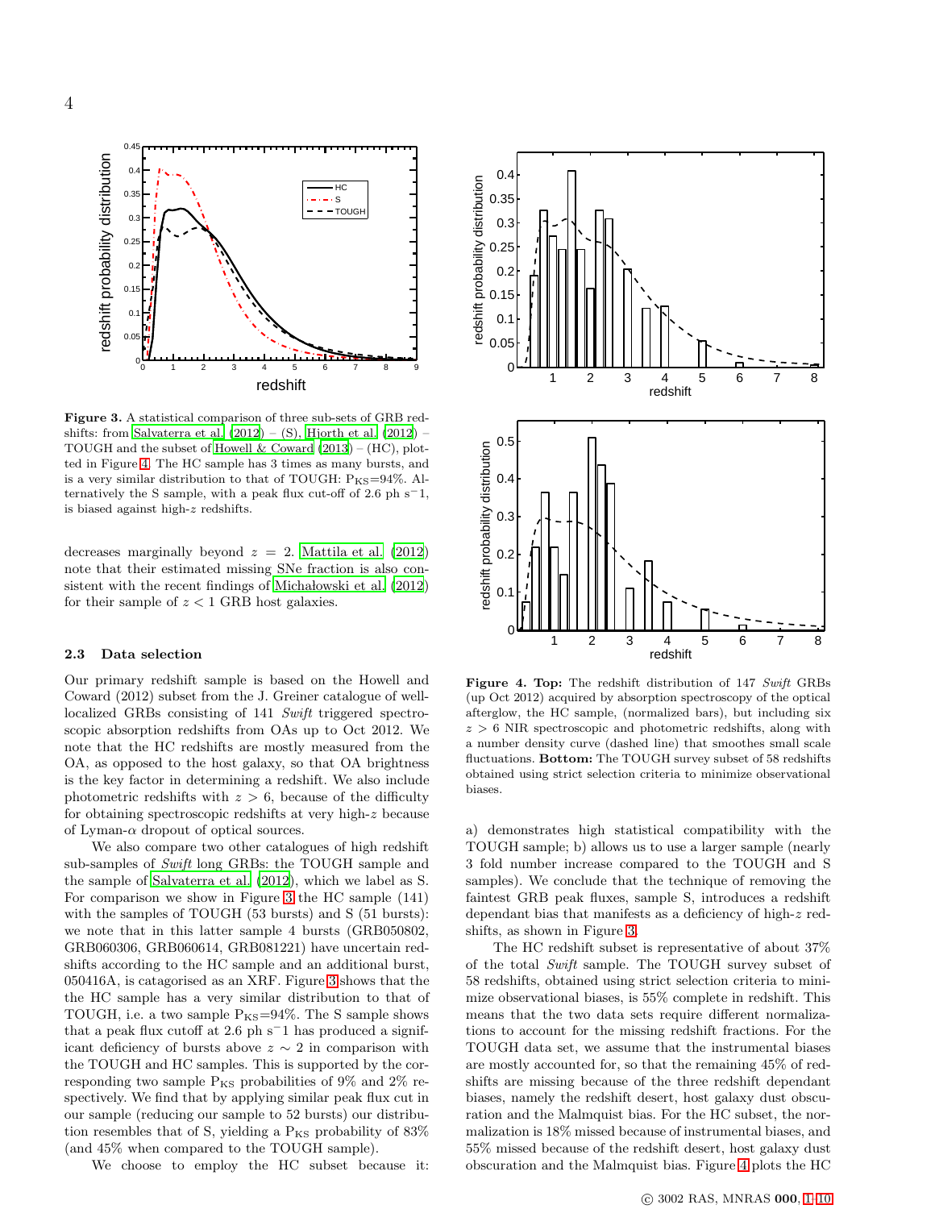**Figure 3.** A statistical comparison of three sub-sets of GRB redshifts: from Salvaterra et al. (2012) – (S), Hjorth et al. (2012) – TOUGH and the subset of Howell & Coward (2013) – (HC), plotted in Figure 4. The HC sample has 3 times as many bursts, and is a very similar distribution to that of TOUGH: $P_{KS}$=94%. Alternatively the S sample, with a peak flux cut-off of 2.6 ph s$^{-1}$, is biased against high-$z$ redshifts.

decreases marginally beyond $z = 2$. Mattila et al. (2012) note that their estimated missing SNe fraction is also consistent with the recent findings of Michałowski et al. (2012) for their sample of $z < 1$ GRB host galaxies.

### 2.3 Data selection

Our primary redshift sample is based on the Howell and Coward (2012) subset from the J. Greiner catalogue of well-localized GRBs consisting of 141 *Swift* triggered spectroscopic absorption redshifts from OAs up to Oct 2012. We note that the HC redshifts are mostly measured from the OA, as opposed to the host galaxy, so that OA brightness is the key factor in determining a redshift. We also include photometric redshifts with $z > 6$, because of the difficulty for obtaining spectroscopic redshifts at very high-$z$ because of Lyman-$\alpha$ dropout of optical sources.

We also compare two other catalogues of high redshift sub-samples of *Swift* long GRBs: the TOUGH sample and the sample of Salvaterra et al. (2012), which we label as S. For comparison we show in Figure 3 the HC sample (141) with the samples of TOUGH (53 bursts) and S (51 bursts): we note that in this latter sample 4 bursts (GRB050802, GRB060306, GRB060614, GRB081221) have uncertain redshifts according to the HC sample and an additional burst, 050416A, is catagorised as an XRF. Figure 3 shows that the the HC sample has a very similar distribution to that of TOUGH, i.e. a two sample $P_{KS}$=94%. The S sample shows that a peak flux cutoff at 2.6 ph s$^{-}$1 has produced a significant deficiency of bursts above $z \sim 2$ in comparison with the TOUGH and HC samples. This is supported by the corresponding two sample $P_{KS}$ probabilities of 9% and 2% respectively. We find that by applying similar peak flux cut in our sample (reducing our sample to 52 bursts) our distribution resembles that of S, yielding a $P_{KS}$ probability of 83% (and 45% when compared to the TOUGH sample).

We choose to employ the HC subset because it: a) demonstrates high statistical compatibility with the TOUGH sample; b) allows us to use a larger sample (nearly 3 fold number increase compared to the TOUGH and S samples). We conclude that the technique of removing the faintest GRB peak fluxes, sample S, introduces a redshift dependant bias that manifests as a deficiency of high-$z$ redshifts, as shown in Figure 3.

**Figure 4. Top:** The redshift distribution of 147 *Swift* GRBs (up Oct 2012) acquired by absorption spectroscopy of the optical afterglow, the HC sample, (normalized bars), but including six $z > 6$ NIR spectroscopic and photometric redshifts, along with a number density curve (dashed line) that smoothes small scale fluctuations. **Bottom:** The TOUGH survey subset of 58 redshifts obtained using strict selection criteria to minimize observational biases.

The HC redshift subset is representative of about 37% of the total *Swift* sample. The TOUGH survey subset of 58 redshifts, obtained using strict selection criteria to minimize observational biases, is 55% complete in redshift. This means that the two data sets require different normalizations to account for the missing redshift fractions. For the TOUGH data set, we assume that the instrumental biases are mostly accounted for, so that the remaining 45% of redshifts are missing because of the three redshift dependant biases, namely the redshift desert, host galaxy dust obscuration and the Malmquist bias. For the HC subset, the normalization is 18% missed because of instrumental biases, and 55% missed because of the redshift desert, host galaxy dust obscuration and the Malmquist bias. Figure 4 plots the HC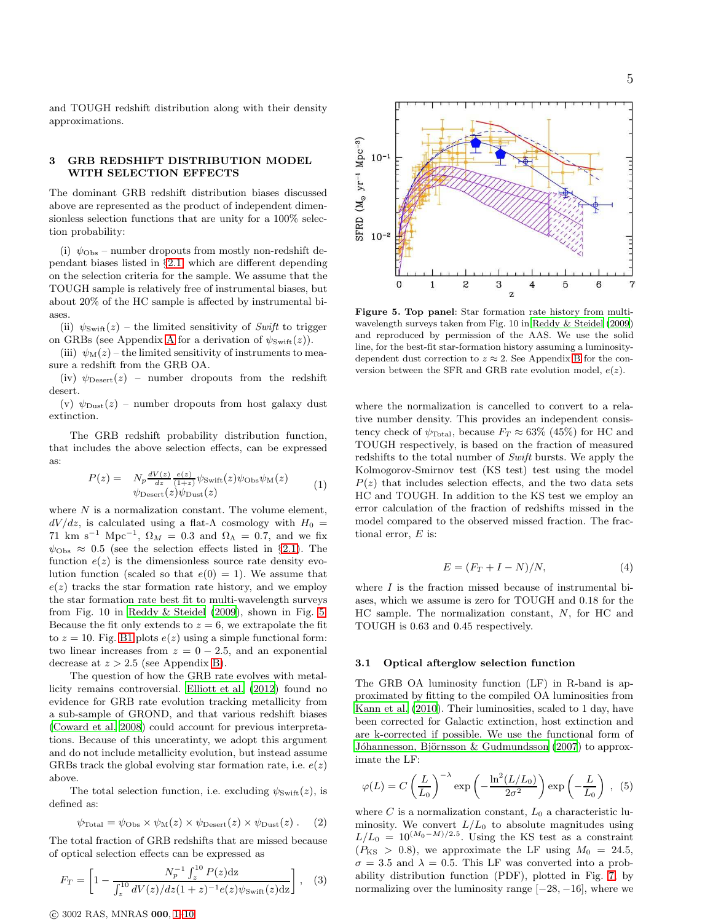and TOUGH redshift distribution along with their density approximations.

## 3 GRB REDSHIFT DISTRIBUTION MODEL WITH SELECTION EFFECTS

The dominant GRB redshift distribution biases discussed above are represented as the product of independent dimensionless selection functions that are unity for a 100% selection probability:

(i) $\psi_{\rm Obs}$ – number dropouts from mostly non-redshift dependant biases listed in §2.1, which are different depending on the selection criteria for the sample. We assume that the TOUGH sample is relatively free of instrumental biases, but about 20% of the HC sample is affected by instrumental biases.

(ii) $\psi_{\rm Swift}(z)$ – the limited sensitivity of *Swift* to trigger on GRBs (see Appendix A for a derivation of $\psi_{\rm Swift}(z)$).

(iii) $\psi_{\rm M}(z)$ – the limited sensitivity of instruments to measure a redshift from the GRB OA.

(iv) $\psi_{\rm Desert}(z)$ – number dropouts from the redshift desert.

(v) $\psi_{\rm Dust}(z)$ – number dropouts from host galaxy dust extinction.

The GRB redshift probability distribution function, that includes the above selection effects, can be expressed as:

$$P(z) = N_p \frac{dV(z)}{dz} \frac{e(z)}{(1+z)} \psi_{\rm Swift}(z) \psi_{\rm Obs} \psi_{\rm M}(z) \psi_{\rm Desert}(z) \psi_{\rm Dust}(z) \quad (1)$$

where $N$ is a normalization constant. The volume element, $dV/dz$, is calculated using a flat-Λ cosmology with $H_0 = 71$ km s$^{-1}$ Mpc$^{-1}$, $\Omega_M = 0.3$ and $\Omega_\Lambda = 0.7$, and we fix $\psi_{\rm Obs} \approx 0.5$ (see the selection effects listed in §2.1). The function $e(z)$ is the dimensionless source rate density evolution function (scaled so that $e(0) = 1$). We assume that $e(z)$ tracks the star formation rate history, and we employ the star formation rate best fit to multi-wavelength surveys from Fig. 10 in Reddy & Steidel (2009), shown in Fig. 5. Because the fit only extends to $z = 6$, we extrapolate the fit to $z = 10$. Fig. B1 plots $e(z)$ using a simple functional form: two linear increases from $z = 0 - 2.5$, and an exponential decrease at $z > 2.5$ (see Appendix B).

The question of how the GRB rate evolves with metallicity remains controversial. Elliott et al. (2012) found no evidence for GRB rate evolution tracking metallicity from a sub-sample of GROND, and that various redshift biases (Coward et al. 2008) could account for previous interpretations. Because of this unceratinty, we adopt this argument and do not include metallicity evolution, but instead assume GRBs track the global evolving star formation rate, i.e. $e(z)$ above.

The total selection function, i.e. excluding $\psi_{\rm Swift}(z)$, is defined as:

$$\psi_{\rm Total} = \psi_{\rm Obs} \times \psi_{\rm M}(z) \times \psi_{\rm Desert}(z) \times \psi_{\rm Dust}(z) \, . \quad (2)$$

The total fraction of GRB redshifts that are missed because of optical selection effects can be expressed as

$$F_T = \left[ 1 - \frac{N_p^{-1} \int_z^{10} P(z) {\rm d}z}{\int_z^{10} dV(z)/dz (1+z)^{-1} e(z) \psi_{\rm Swift}(z) {\rm d}z} \right] , \quad (3)$$

**Figure 5. Top panel**: Star formation rate history from multi-wavelength surveys taken from Fig. 10 in Reddy & Steidel (2009) and reproduced by permission of the AAS. We use the solid line, for the best-fit star-formation history assuming a luminosity-dependent dust correction to $z \approx 2$. See Appendix B for the conversion between the SFR and GRB rate evolution model, $e(z)$.

where the normalization is cancelled to convert to a relative number density. This provides an independent consistency check of $\psi_{\rm Total}$, because $F_T \approx 63\%$ (45%) for HC and TOUGH respectively, is based on the fraction of measured redshifts to the total number of *Swift* bursts. We apply the Kolmogorov-Smirnov test (KS test) test using the model $P(z)$ that includes selection effects, and the two data sets HC and TOUGH. In addition to the KS test we employ an error calculation of the fraction of redshifts missed in the model compared to the observed missed fraction. The fractional error, $E$ is:

$$E = (F_T + I - N)/N, \quad (4)$$

where $I$ is the fraction missed because of instrumental biases, which we assume is zero for TOUGH and 0.18 for the HC sample. The normalization constant, $N$, for HC and TOUGH is 0.63 and 0.45 respectively.

### 3.1 Optical afterglow selection function

The GRB OA luminosity function (LF) in R-band is approximated by fitting to the compiled OA luminosities from Kann et al. (2010). Their luminosities, scaled to 1 day, have been corrected for Galactic extinction, host extinction and are k-corrected if possible. We use the functional form of Jóhannesson, Björnsson & Gudmundsson (2007) to approximate the LF:

$$\varphi(L) = C \left( \frac{L}{L_0} \right)^{-\lambda} \exp\left( - \frac{\ln^2(L/L_0)}{2\sigma^2} \right) \exp\left( - \frac{L}{L_0} \right) \, , \quad (5)$$

where $C$ is a normalization constant, $L_0$ a characteristic luminosity. We convert $L/L_0$ to absolute magnitudes using $L/L_0 = 10^{(M_0 - M)/2.5}$. Using the KS test as a constraint ($P_{\rm KS} > 0.8$), we approximate the LF using $M_0 = 24.5$, $\sigma = 3.5$ and $\lambda = 0.5$. This LF was converted into a probability distribution function (PDF), plotted in Fig. 7, by normalizing over the luminosity range $[-28, -16]$, where we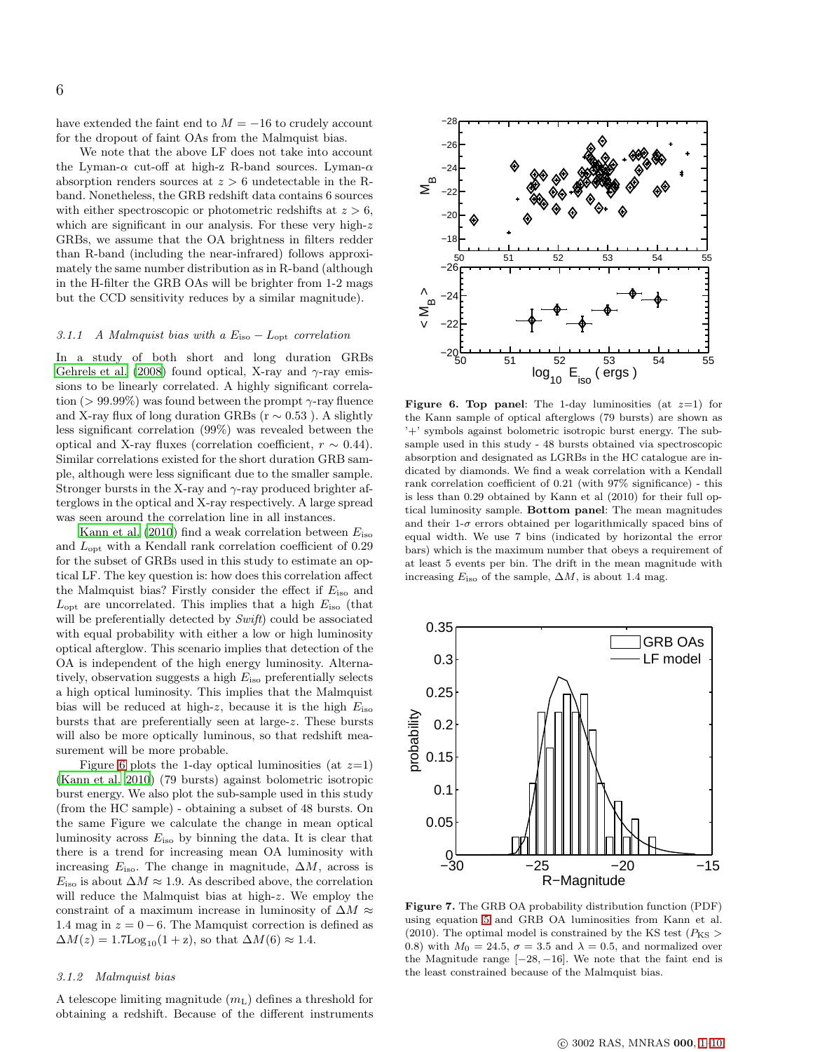have extended the faint end to $M = -16$ to crudely account for the dropout of faint OAs from the Malmquist bias.

We note that the above LF does not take into account the Lyman-$\alpha$ cut-off at high-z R-band sources. Lyman-$\alpha$ absorption renders sources at $z > 6$ undetectable in the R-band. Nonetheless, the GRB redshift data contains 6 sources with either spectroscopic or photometric redshifts at $z > 6$, which are significant in our analysis. For these very high-$z$ GRBs, we assume that the OA brightness in filters redder than R-band (including the near-infrared) follows approximately the same number distribution as in R-band (although in the H-filter the GRB OAs will be brighter from 1-2 mags but the CCD sensitivity reduces by a similar magnitude).

#### 3.1.1 A Malmquist bias with a $E_{\rm iso} - L_{\rm opt}$ correlation

In a study of both short and long duration GRBs Gehrels et al. (2008) found optical, X-ray and $\gamma$-ray emissions to be linearly correlated. A highly significant correlation ($> 99.99\%$) was found between the prompt $\gamma$-ray fluence and X-ray flux of long duration GRBs (r $\sim 0.53$ ). A slightly less significant correlation (99%) was revealed between the optical and X-ray fluxes (correlation coefficient, $r \sim 0.44$). Similar correlations existed for the short duration GRB sample, although were less significant due to the smaller sample. Stronger bursts in the X-ray and $\gamma$-ray produced brighter afterglows in the optical and X-ray respectively. A large spread was seen around the correlation line in all instances.

Kann et al. (2010) find a weak correlation between $E_{\rm iso}$ and $L_{\rm opt}$ with a Kendall rank correlation coefficient of 0.29 for the subset of GRBs used in this study to estimate an optical LF. The key question is: how does this correlation affect the Malmquist bias? Firstly consider the effect if $E_{\rm iso}$ and $L_{\rm opt}$ are uncorrelated. This implies that a high $E_{\rm iso}$ (that will be preferentially detected by *Swift*) could be associated with equal probability with either a low or high luminosity optical afterglow. This scenario implies that detection of the OA is independent of the high energy luminosity. Alternatively, observation suggests a high $E_{\rm iso}$ preferentially selects a high optical luminosity. This implies that the Malmquist bias will be reduced at high-$z$, because it is the high $E_{\rm iso}$ bursts that are preferentially seen at large-$z$. These bursts will also be more optically luminous, so that redshift measurement will be more probable.

Figure 6 plots the 1-day optical luminosities (at $z$=1) (Kann et al. 2010) (79 bursts) against bolometric isotropic burst energy. We also plot the sub-sample used in this study (from the HC sample) - obtaining a subset of 48 bursts. On the same Figure we calculate the change in mean optical luminosity across $E_{\rm iso}$ by binning the data. It is clear that there is a trend for increasing mean OA luminosity with increasing $E_{\rm iso}$. The change in magnitude, $\Delta M$, across is $E_{\rm iso}$ is about $\Delta M \approx 1.9$. As described above, the correlation will reduce the Malmquist bias at high-$z$. We employ the constraint of a maximum increase in luminosity of $\Delta M \approx 1.4$ mag in $z = 0 - 6$. The Mamquist correction is defined as $\Delta M(z) = 1.7 {\rm Log}_{10}(1 + z)$, so that $\Delta M(6) \approx 1.4$.

#### 3.1.2 Malmquist bias

A telescope limiting magnitude ($m_{\rm L}$) defines a threshold for obtaining a redshift. Because of the different instruments

**Figure 6. Top panel**: The 1-day luminosities (at $z$=1) for the Kann sample of optical afterglows (79 bursts) are shown as '+' symbols against bolometric isotropic burst energy. The sub-sample used in this study - 48 bursts obtained via spectroscopic absorption and designated as LGRBs in the HC catalogue are indicated by diamonds. We find a weak correlation with a Kendall rank correlation coefficient of 0.21 (with 97% significance) - this is less than 0.29 obtained by Kann et al (2010) for their full optical luminosity sample. **Bottom panel**: The mean magnitudes and their 1-$\sigma$ errors obtained per logarithmically spaced bins of equal width. We use 7 bins (indicated by horizontal the error bars) which is the maximum number that obeys a requirement of at least 5 events per bin. The drift in the mean magnitude with increasing $E_{\rm iso}$ of the sample, $\Delta M$, is about 1.4 mag.

**Figure 7.** The GRB OA probability distribution function (PDF) using equation 5 and GRB OA luminosities from Kann et al. (2010). The optimal model is constrained by the KS test ($P_{\rm KS} > 0.8$) with $M_0 = 24.5$, $\sigma = 3.5$ and $\lambda = 0.5$, and normalized over the Magnitude range $[-28, -16]$. We note that the faint end is the least constrained because of the Malmquist bias.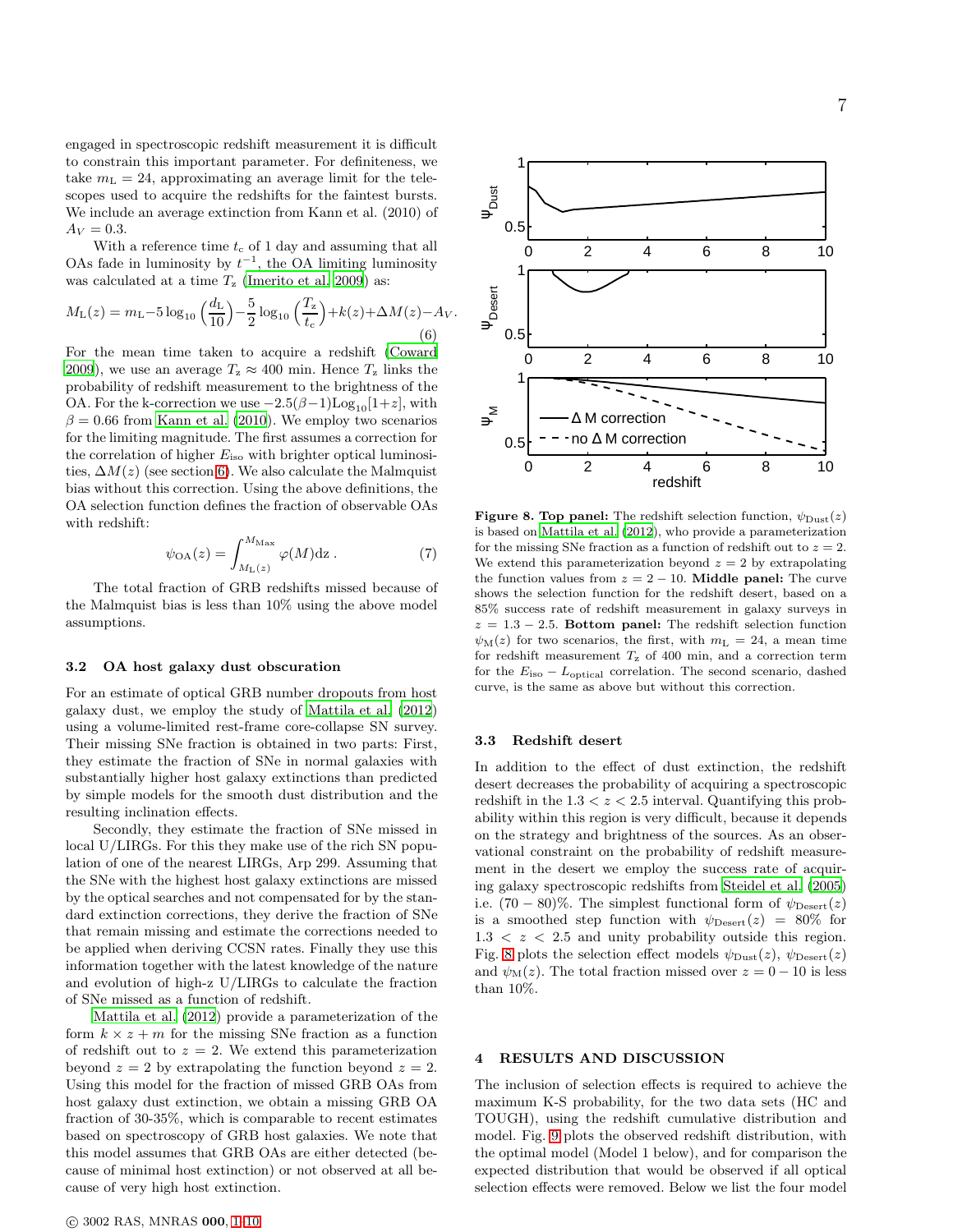engaged in spectroscopic redshift measurement it is difficult to constrain this important parameter. For definiteness, we take $m_{\rm L} = 24$, approximating an average limit for the telescopes used to acquire the redshifts for the faintest bursts. We include an average extinction from Kann et al. (2010) of $A_V = 0.3$.

With a reference time $t_{\rm c}$ of 1 day and assuming that all OAs fade in luminosity by $t^{-1}$, the OA limiting luminosity was calculated at a time $T_{\rm z}$ (Imerito et al. 2009) as:

$$M_{\rm L}(z) = m_{\rm L} - 5\log_{10}\left(\frac{d_{\rm L}}{10}\right) - \frac{5}{2}\log_{10}\left(\frac{T_{\rm z}}{t_{\rm c}}\right) + k(z) + \Delta M(z) - A_V. \quad (6)$$

For the mean time taken to acquire a redshift (Coward 2009), we use an average $T_{\rm z} \approx 400$ min. Hence $T_{\rm z}$ links the probability of redshift measurement to the brightness of the OA. For the k-correction we use $-2.5(\beta-1){\rm Log}_{10}[1+z]$, with $\beta = 0.66$ from Kann et al. (2010). We employ two scenarios for the limiting magnitude. The first assumes a correction for the correlation of higher $E_{\rm iso}$ with brighter optical luminosities, $\Delta M(z)$ (see section 6). We also calculate the Malmquist bias without this correction. Using the above definitions, the OA selection function defines the fraction of observable OAs with redshift:

$$\psi_{\rm OA}(z) = \int_{M_{\rm L}(z)}^{M_{\rm Max}} \varphi(M){\rm d}z\,. \quad (7)$$

The total fraction of GRB redshifts missed because of the Malmquist bias is less than 10% using the above model assumptions.

### 3.2 OA host galaxy dust obscuration

For an estimate of optical GRB number dropouts from host galaxy dust, we employ the study of Mattila et al. (2012) using a volume-limited rest-frame core-collapse SN survey. Their missing SNe fraction is obtained in two parts: First, they estimate the fraction of SNe in normal galaxies with substantially higher host galaxy extinctions than predicted by simple models for the smooth dust distribution and the resulting inclination effects.

Secondly, they estimate the fraction of SNe missed in local U/LIRGs. For this they make use of the rich SN population of one of the nearest LIRGs, Arp 299. Assuming that the SNe with the highest host galaxy extinctions are missed by the optical searches and not compensated for by the standard extinction corrections, they derive the fraction of SNe that remain missing and estimate the corrections needed to be applied when deriving CCSN rates. Finally they use this information together with the latest knowledge of the nature and evolution of high-z U/LIRGs to calculate the fraction of SNe missed as a function of redshift.

Mattila et al. (2012) provide a parameterization of the form $k \times z + m$ for the missing SNe fraction as a function of redshift out to $z = 2$. We extend this parameterization beyond $z = 2$ by extrapolating the function beyond $z = 2$. Using this model for the fraction of missed GRB OAs from host galaxy dust extinction, we obtain a missing GRB OA fraction of 30-35%, which is comparable to recent estimates based on spectroscopy of GRB host galaxies. We note that this model assumes that GRB OAs are either detected (because of minimal host extinction) or not observed at all because of very high host extinction.

**Figure 8. Top panel:** The redshift selection function, $\psi_{\rm Dust}(z)$ is based on Mattila et al. (2012), who provide a parameterization for the missing SNe fraction as a function of redshift out to $z = 2$. We extend this parameterization beyond $z = 2$ by extrapolating the function values from $z = 2 - 10$. **Middle panel:** The curve shows the selection function for the redshift desert, based on a 85% success rate of redshift measurement in galaxy surveys in $z = 1.3 - 2.5$. **Bottom panel:** The redshift selection function $\psi_{\rm M}(z)$ for two scenarios, the first, with $m_{\rm L} = 24$, a mean time for redshift measurement $T_{\rm z}$ of 400 min, and a correction term for the $E_{\rm iso} - L_{\rm optical}$ correlation. The second scenario, dashed curve, is the same as above but without this correction.

### 3.3 Redshift desert

In addition to the effect of dust extinction, the redshift desert decreases the probability of acquiring a spectroscopic redshift in the $1.3 < z < 2.5$ interval. Quantifying this probability within this region is very difficult, because it depends on the strategy and brightness of the sources. As an observational constraint on the probability of redshift measurement in the desert we employ the success rate of acquiring galaxy spectroscopic redshifts from Steidel et al. (2005) i.e. $(70 - 80)$%. The simplest functional form of $\psi_{\rm Desert}(z)$ is a smoothed step function with $\psi_{\rm Desert}(z) = 80\%$ for $1.3 < z < 2.5$ and unity probability outside this region. Fig. 8 plots the selection effect models $\psi_{\rm Dust}(z)$, $\psi_{\rm Desert}(z)$ and $\psi_{\rm M}(z)$. The total fraction missed over $z = 0 - 10$ is less than 10%.

## 4 RESULTS AND DISCUSSION

The inclusion of selection effects is required to achieve the maximum K-S probability, for the two data sets (HC and TOUGH), using the redshift cumulative distribution and model. Fig. 9 plots the observed redshift distribution, with the optimal model (Model 1 below), and for comparison the expected distribution that would be observed if all optical selection effects were removed. Below we list the four model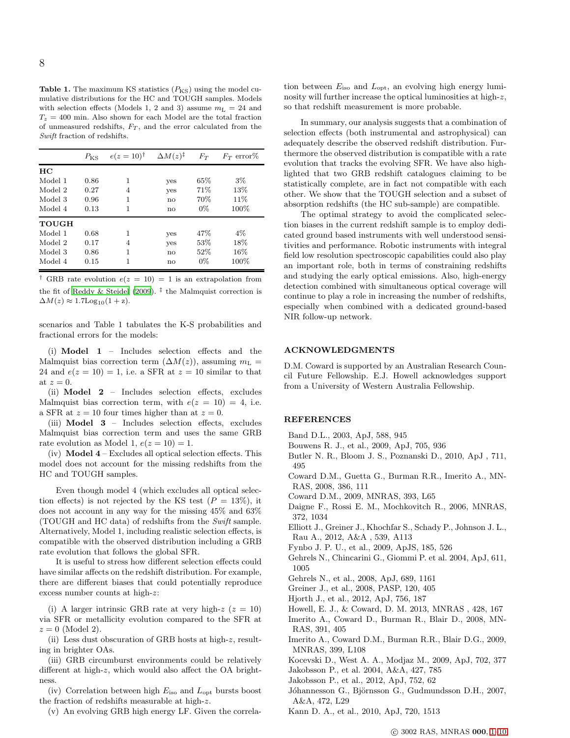**Table 1.** The maximum KS statistics ($P_{\rm KS}$) using the model cumulative distributions for the HC and TOUGH samples. Models with selection effects (Models 1, 2 and 3) assume $m_{\rm L} = 24$ and $T_z = 400$ min. Also shown for each Model are the total fraction of unmeasured redshifts, $F_T$, and the error calculated from the *Swift* fraction of redshifts.

| | $P_{\rm KS}$ | $e(z=10)^\dagger$ | $\Delta M(z)^\ddagger$ | $F_T$ | $F_T$ error% |
|---|---|---|---|---|---|
| **HC** | | | | | |
| Model 1 | 0.86 | 1 | yes | 65% | 3% |
| Model 2 | 0.27 | 4 | yes | 71% | 13% |
| Model 3 | 0.96 | 1 | no | 70% | 11% |
| Model 4 | 0.13 | 1 | no | 0% | 100% |
| **TOUGH** | | | | | |
| Model 1 | 0.68 | 1 | yes | 47% | 4% |
| Model 2 | 0.17 | 4 | yes | 53% | 18% |
| Model 3 | 0.86 | 1 | no | 52% | 16% |
| Model 4 | 0.15 | 1 | no | 0% | 100% |

$^\dagger$ GRB rate evolution $e(z=10) = 1$ is an extrapolation from the fit of Reddy & Steidel (2009). $^\ddagger$ the Malmquist correction is $\Delta M(z) \approx 1.7 {\rm Log}_{10}(1+z)$.

scenarios and Table 1 tabulates the K-S probabilities and fractional errors for the models:

(i) **Model 1** – Includes selection effects and the Malmquist bias correction term ($\Delta M(z)$), assuming $m_{\rm L} = 24$ and $e(z=10) = 1$, i.e. a SFR at $z = 10$ similar to that at $z = 0$.

(ii) **Model 2** – Includes selection effects, excludes Malmquist bias correction term, with $e(z=10) = 4$, i.e. a SFR at $z = 10$ four times higher than at $z = 0$.

(iii) **Model 3** – Includes selection effects, excludes Malmquist bias correction term and uses the same GRB rate evolution as Model 1, $e(z=10) = 1$.

(iv) **Model 4** – Excludes all optical selection effects. This model does not account for the missing redshifts from the HC and TOUGH samples.

Even though model 4 (which excludes all optical selection effects) is not rejected by the KS test ($P = 13\%$), it does not account in any way for the missing 45% and 63% (TOUGH and HC data) of redshifts from the *Swift* sample. Alternatively, Model 1, including realistic selection effects, is compatible with the observed distribution including a GRB rate evolution that follows the global SFR.

It is useful to stress how different selection effects could have similar affects on the redshift distribution. For example, there are different biases that could potentially reproduce excess number counts at high-$z$:

(i) A larger intrinsic GRB rate at very high-$z$ ($z = 10$) via SFR or metallicity evolution compared to the SFR at $z = 0$ (Model 2).

(ii) Less dust obscuration of GRB hosts at high-$z$, resulting in brighter OAs.

(iii) GRB circumburst environments could be relatively different at high-$z$, which would also affect the OA brightness.

(iv) Correlation between high $E_{\rm iso}$ and $L_{\rm opt}$ bursts boost the fraction of redshifts measurable at high-$z$.

(v) An evolving GRB high energy LF. Given the correlation between $E_{\rm iso}$ and $L_{\rm opt}$, an evolving high energy luminosity will further increase the optical luminosities at high-$z$, so that redshift measurement is more probable.

In summary, our analysis suggests that a combination of selection effects (both instrumental and astrophysical) can adequately describe the observed redshift distribution. Furthermore the observed distribution is compatible with a rate evolution that tracks the evolving SFR. We have also highlighted that two GRB redshift catalogues claiming to be statistically complete, are in fact not compatible with each other. We show that the TOUGH selection and a subset of absorption redshifts (the HC sub-sample) are compatible.

The optimal strategy to avoid the complicated selection biases in the current redshift sample is to employ dedicated ground based instruments with well understood sensitivities and performance. Robotic instruments with integral field low resolution spectroscopic capabilities could also play an important role, both in terms of constraining redshifts and studying the early optical emissions. Also, high-energy detection combined with simultaneous optical coverage will continue to play a role in increasing the number of redshifts, especially when combined with a dedicated ground-based NIR follow-up network.

## ACKNOWLEDGMENTS

D.M. Coward is supported by an Australian Research Council Future Fellowship. E.J. Howell acknowledges support from a University of Western Australia Fellowship.

## REFERENCES

Band D.L., 2003, ApJ, 588, 945
Bouwens R. J., et al., 2009, ApJ, 705, 936
Butler N. R., Bloom J. S., Poznanski D., 2010, ApJ , 711, 495
Coward D.M., Guetta G., Burman R.R., Imerito A., MNRAS, 2008, 386, 111
Coward D.M., 2009, MNRAS, 393, L65
Daigne F., Rossi E. M., Mochkovitch R., 2006, MNRAS, 372, 1034
Elliott J., Greiner J., Khochfar S., Schady P., Johnson J. L., Rau A., 2012, A&A , 539, A113
Fynbo J. P. U., et al., 2009, ApJS, 185, 526
Gehrels N., Chincarini G., Giommi P. et al. 2004, ApJ, 611, 1005
Gehrels N., et al., 2008, ApJ, 689, 1161
Greiner J., et al., 2008, PASP, 120, 405
Hjorth J., et al., 2012, ApJ, 756, 187
Howell, E. J., & Coward, D. M. 2013, MNRAS , 428, 167
Imerito A., Coward D., Burman R., Blair D., 2008, MNRAS, 391, 405
Imerito A., Coward D.M., Burman R.R., Blair D.G., 2009, MNRAS, 399, L108
Kocevski D., West A. A., Modjaz M., 2009, ApJ, 702, 377
Jakobsson P., et al. 2004, A&A, 427, 785
Jakobsson P., et al., 2012, ApJ, 752, 62
Jóhannesson G., Björnsson G., Gudmundsson D.H., 2007, A&A, 472, L29
Kann D. A., et al., 2010, ApJ, 720, 1513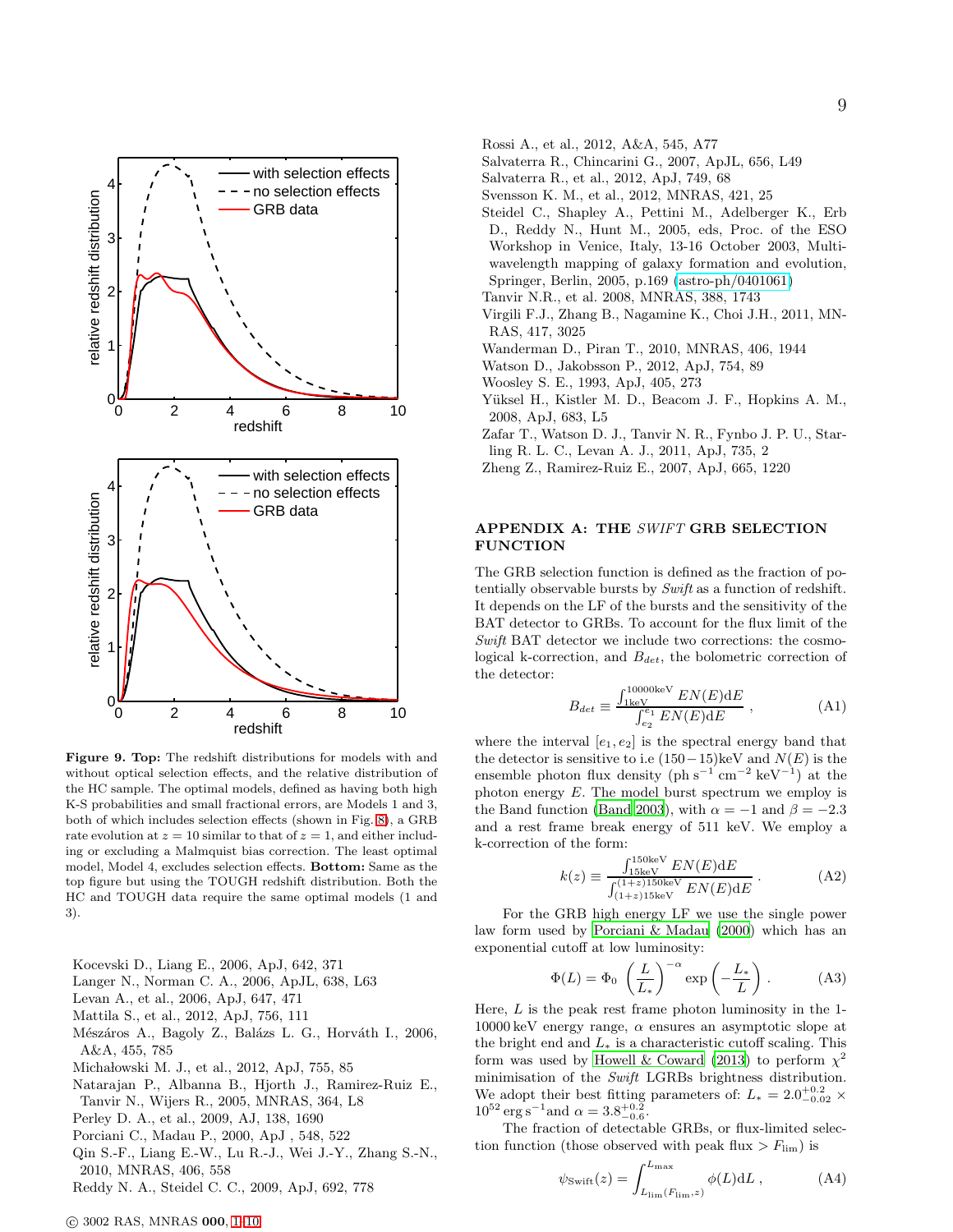**Figure 9. Top:** The redshift distributions for models with and without optical selection effects, and the relative distribution of the HC sample. The optimal models, defined as having both high K-S probabilities and small fractional errors, are Models 1 and 3, both of which includes selection effects (shown in Fig. 8), a GRB rate evolution at $z = 10$ similar to that of $z = 1$, and either including or excluding a Malmquist bias correction. The least optimal model, Model 4, excludes selection effects. **Bottom:** Same as the top figure but using the TOUGH redshift distribution. Both the HC and TOUGH data require the same optimal models (1 and 3).

Kocevski D., Liang E., 2006, ApJ, 642, 371
Langer N., Norman C. A., 2006, ApJL, 638, L63
Levan A., et al., 2006, ApJ, 647, 471
Mattila S., et al., 2012, ApJ, 756, 111
Mészáros A., Bagoly Z., Balázs L. G., Horváth I., 2006, A&A, 455, 785
Michałowski M. J., et al., 2012, ApJ, 755, 85
Natarajan P., Albanna B., Hjorth J., Ramirez-Ruiz E., Tanvir N., Wijers R., 2005, MNRAS, 364, L8
Perley D. A., et al., 2009, AJ, 138, 1690
Porciani C., Madau P., 2000, ApJ , 548, 522
Qin S.-F., Liang E.-W., Lu R.-J., Wei J.-Y., Zhang S.-N., 2010, MNRAS, 406, 558
Reddy N. A., Steidel C. C., 2009, ApJ, 692, 778
Rossi A., et al., 2012, A&A, 545, A77
Salvaterra R., Chincarini G., 2007, ApJL, 656, L49
Salvaterra R., et al., 2012, ApJ, 749, 68
Svensson K. M., et al., 2012, MNRAS, 421, 25
Steidel C., Shapley A., Pettini M., Adelberger K., Erb D., Reddy N., Hunt M., 2005, eds, Proc. of the ESO Workshop in Venice, Italy, 13-16 October 2003, Multi-wavelength mapping of galaxy formation and evolution, Springer, Berlin, 2005, p.169 (astro-ph/0401061)
Tanvir N.R., et al. 2008, MNRAS, 388, 1743
Virgili F.J., Zhang B., Nagamine K., Choi J.H., 2011, MNRAS, 417, 3025
Wanderman D., Piran T., 2010, MNRAS, 406, 1944
Watson D., Jakobsson P., 2012, ApJ, 754, 89
Woosley S. E., 1993, ApJ, 405, 273
Yüksel H., Kistler M. D., Beacom J. F., Hopkins A. M., 2008, ApJ, 683, L5
Zafar T., Watson D. J., Tanvir N. R., Fynbo J. P. U., Starling R. L. C., Levan A. J., 2011, ApJ, 735, 2
Zheng Z., Ramirez-Ruiz E., 2007, ApJ, 665, 1220

## APPENDIX A: THE *SWIFT* GRB SELECTION FUNCTION

The GRB selection function is defined as the fraction of potentially observable bursts by *Swift* as a function of redshift. It depends on the LF of the bursts and the sensitivity of the BAT detector to GRBs. To account for the flux limit of the *Swift* BAT detector we include two corrections: the cosmological k-correction, and $B_{det}$, the bolometric correction of the detector:

$$B_{det} \equiv \frac{\int_{1\mathrm{keV}}^{10000\mathrm{keV}} EN(E)\mathrm{d}E}{\int_{e_2}^{e_1} EN(E)\mathrm{d}E} \;, \tag{A1}$$

where the interval $[e_1, e_2]$ is the spectral energy band that the detector is sensitive to i.e $(150-15)$keV and $N(E)$ is the ensemble photon flux density (ph s$^{-1}$ cm$^{-2}$ keV$^{-1}$) at the photon energy $E$. The model burst spectrum we employ is the Band function (Band 2003), with $\alpha = -1$ and $\beta = -2.3$ and a rest frame break energy of 511 keV. We employ a k-correction of the form:

$$k(z) \equiv \frac{\int_{15\mathrm{keV}}^{150\mathrm{keV}} EN(E)\mathrm{d}E}{\int_{(1+z)15\mathrm{keV}}^{(1+z)150\mathrm{keV}} EN(E)\mathrm{d}E} \;. \tag{A2}$$

For the GRB high energy LF we use the single power law form used by Porciani & Madau (2000) which has an exponential cutoff at low luminosity:

$$\Phi(L) = \Phi_0 \left(\frac{L}{L_*}\right)^{-\alpha} \exp\left(-\frac{L_*}{L}\right) . \tag{A3}$$

Here, $L$ is the peak rest frame photon luminosity in the 1-10000 keV energy range, $\alpha$ ensures an asymptotic slope at the bright end and $L_*$ is a characteristic cutoff scaling. This form was used by Howell & Coward (2013) to perform $\chi^2$ minimisation of the *Swift* LGRBs brightness distribution. We adopt their best fitting parameters of: $L_* = 2.0^{+0.2}_{-0.02} \times 10^{52}$ erg s$^{-1}$and $\alpha = 3.8^{+0.2}_{-0.6}$.

The fraction of detectable GRBs, or flux-limited selection function (those observed with peak flux $> F_{\mathrm{lim}}$) is

$$\psi_{\mathrm{Swift}}(z) = \int_{L_{\mathrm{lim}}(F_{\mathrm{lim}},z)}^{L_{\mathrm{max}}} \phi(L)\mathrm{d}L \;, \tag{A4}$$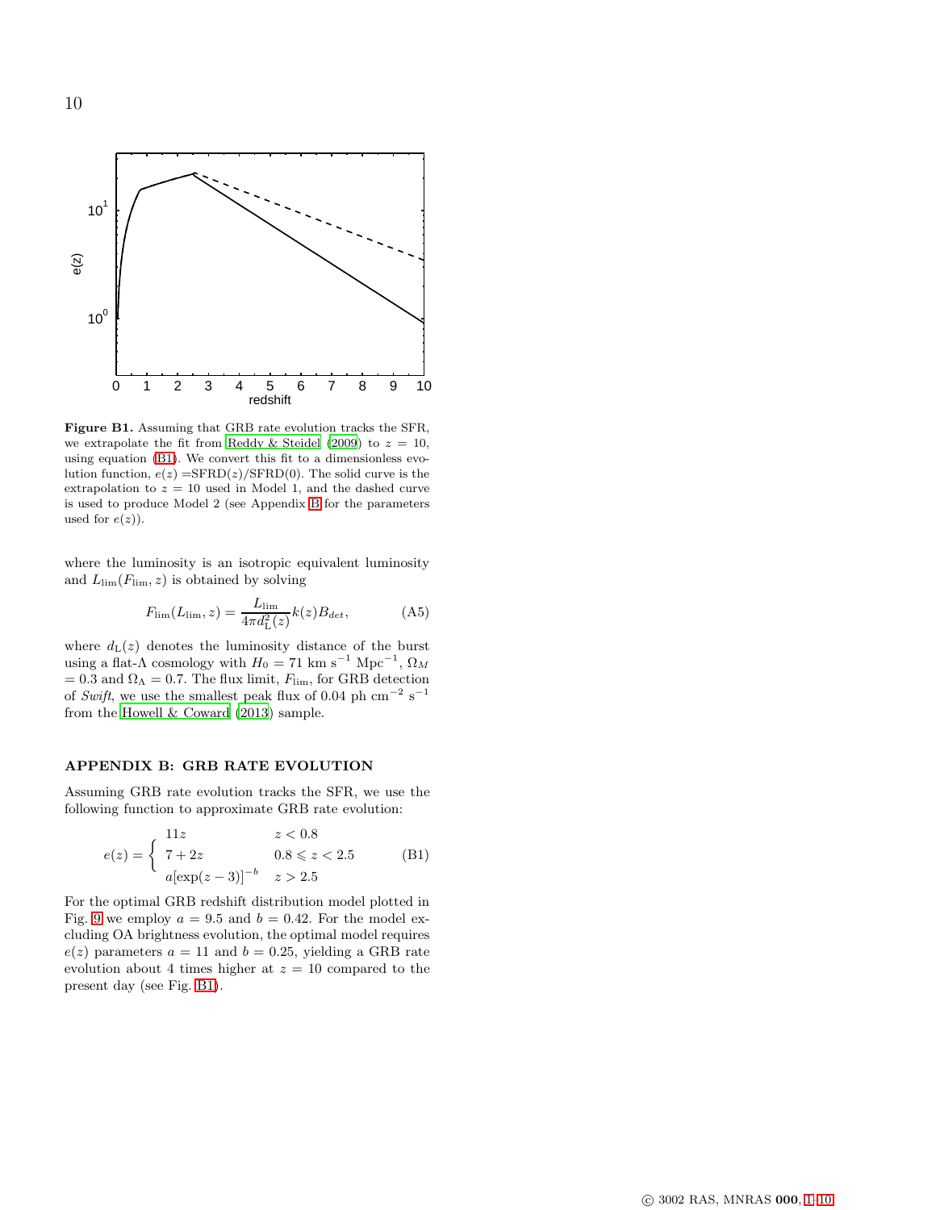e(z)

$10^1$

$10^0$

0 1 2 3 4 5 6 7 8 9 10

redshift

**Figure B1.** Assuming that GRB rate evolution tracks the SFR, we extrapolate the fit from Reddy & Steidel (2009) to $z = 10$, using equation (B1). We convert this fit to a dimensionless evolution function, $e(z) = \mathrm{SFRD}(z)/\mathrm{SFRD}(0)$. The solid curve is the extrapolation to $z = 10$ used in Model 1, and the dashed curve is used to produce Model 2 (see Appendix B for the parameters used for $e(z)$).

where the luminosity is an isotropic equivalent luminosity and $L_{\rm lim}(F_{\rm lim}, z)$ is obtained by solving

$$F_{\rm lim}(L_{\rm lim}, z) = \frac{L_{\rm lim}}{4\pi d_{\rm L}^2(z)} k(z) B_{det}, \tag{A5}$$

where $d_{\rm L}(z)$ denotes the luminosity distance of the burst using a flat-$\Lambda$ cosmology with $H_0 = 71$ km s$^{-1}$ Mpc$^{-1}$, $\Omega_M = 0.3$ and $\Omega_\Lambda = 0.7$. The flux limit, $F_{\rm lim}$, for GRB detection of *Swift*, we use the smallest peak flux of 0.04 ph cm$^{-2}$ s$^{-1}$ from the Howell & Coward (2013) sample.

## APPENDIX B: GRB RATE EVOLUTION

Assuming GRB rate evolution tracks the SFR, we use the following function to approximate GRB rate evolution:

$$e(z) = \begin{cases} 11z & z < 0.8 \\ 7 + 2z & 0.8 \leqslant z < 2.5 \\ a[\exp(z-3)]^{-b} & z > 2.5 \end{cases} \tag{B1}$$

For the optimal GRB redshift distribution model plotted in Fig. 9 we employ $a = 9.5$ and $b = 0.42$. For the model excluding OA brightness evolution, the optimal model requires $e(z)$ parameters $a = 11$ and $b = 0.25$, yielding a GRB rate evolution about 4 times higher at $z = 10$ compared to the present day (see Fig. B1).